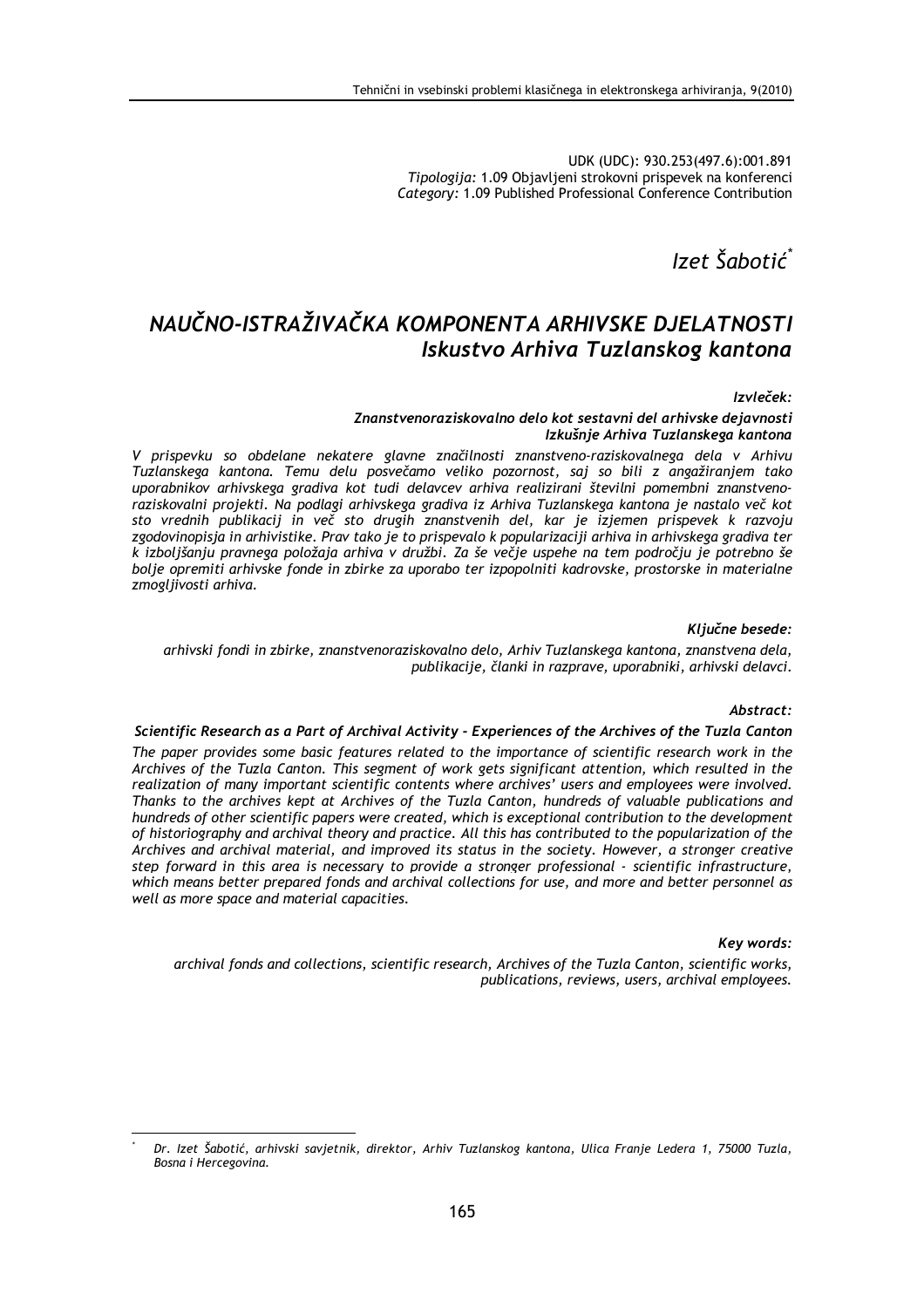UDK (UDC): 930.253(497.6):001.891
*Tipologija:* 1.09 Objavljeni strokovni prispevek na konferenci
*Category:* 1.09 Published Professional Conference Contribution

*Izet Šabotić*[*]

# *NAUČNO-ISTRAŽIVAČKA KOMPONENTA ARHIVSKE DJELATNOSTI*
## *Iskustvo Arhiva Tuzlanskog kantona*

***Izvleček:***

***Znanstvenoraziskovalno delo kot sestavni del arhivske dejavnosti Izkušnje Arhiva Tuzlanskega kantona***

*V prispevku so obdelane nekatere glavne značilnosti znanstveno-raziskovalnega dela v Arhivu Tuzlanskega kantona. Temu delu posvečamo veliko pozornost, saj so bili z angažiranjem tako uporabnikov arhivskega gradiva kot tudi delavcev arhiva realizirani številni pomembni znanstveno-raziskovalni projekti. Na podlagi arhivskega gradiva iz Arhiva Tuzlanskega kantona je nastalo več kot sto vrednih publikacij in več sto drugih znanstvenih del, kar je izjemen prispevek k razvoju zgodovinopisja in arhivistike. Prav tako je to prispevalo k popularizaciji arhiva in arhivskega gradiva ter k izboljšanju pravnega položaja arhiva v družbi. Za še večje uspehe na tem področju je potrebno še bolje opremiti arhivske fonde in zbirke za uporabo ter izpopolniti kadrovske, prostorske in materialne zmogljivosti arhiva.*

***Ključne besede:***

*arhivski fondi in zbirke, znanstvenoraziskovalno delo, Arhiv Tuzlanskega kantona, znanstvena dela, publikacije, članki in razprave, uporabniki, arhivski delavci.*

***Abstract:***

***Scientific Research as a Part of Archival Activity - Experiences of the Archives of the Tuzla Canton***

*The paper provides some basic features related to the importance of scientific research work in the Archives of the Tuzla Canton. This segment of work gets significant attention, which resulted in the realization of many important scientific contents where archives' users and employees were involved. Thanks to the archives kept at Archives of the Tuzla Canton, hundreds of valuable publications and hundreds of other scientific papers were created, which is exceptional contribution to the development of historiography and archival theory and practice. All this has contributed to the popularization of the Archives and archival material, and improved its status in the society. However, a stronger creative step forward in this area is necessary to provide a stronger professional - scientific infrastructure, which means better prepared fonds and archival collections for use, and more and better personnel as well as more space and material capacities.*

***Key words:***

*archival fonds and collections, scientific research, Archives of the Tuzla Canton, scientific works, publications, reviews, users, archival employees.*

---

[*] *Dr. Izet Šabotić, arhivski savjetnik, direktor, Arhiv Tuzlanskog kantona, Ulica Franje Ledera 1, 75000 Tuzla, Bosna i Hercegovina.*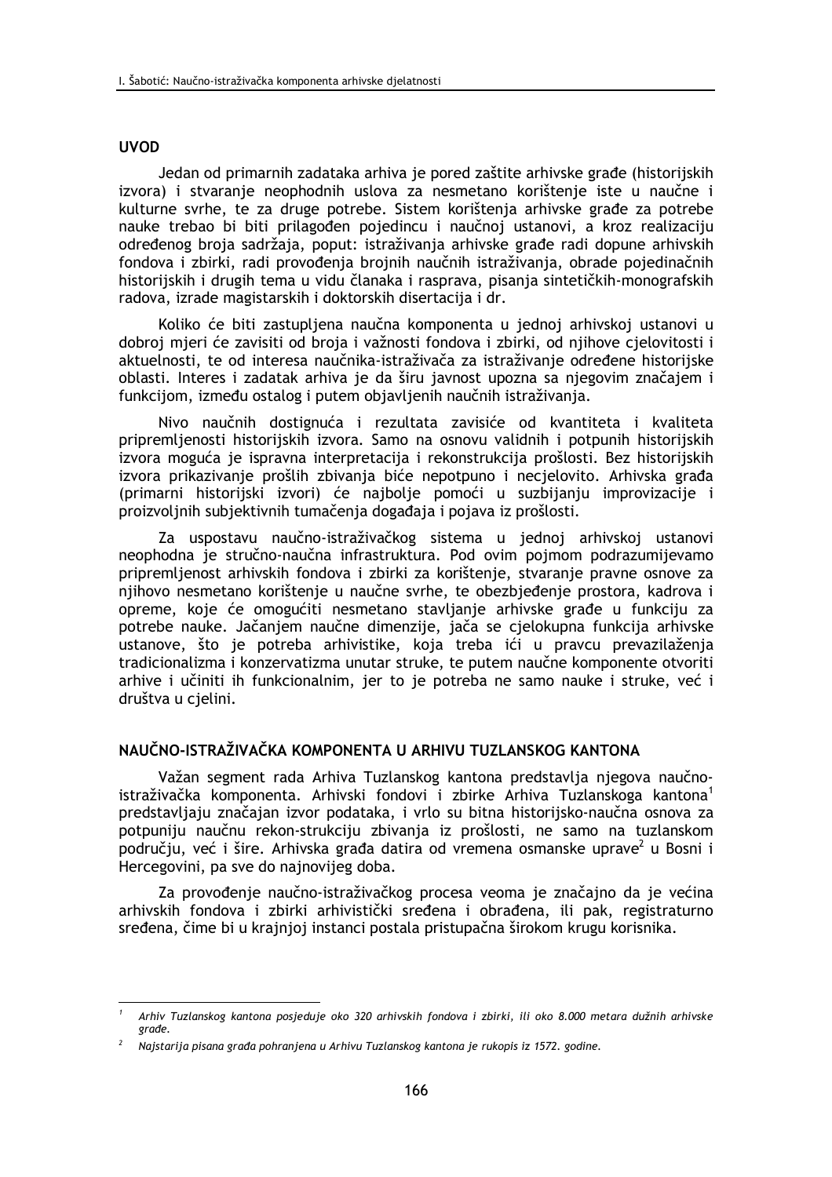## UVOD

Jedan od primarnih zadataka arhiva je pored zaštite arhivske građe (historijskih izvora) i stvaranje neophodnih uslova za nesmetano korištenje iste u naučne i kulturne svrhe, te za druge potrebe. Sistem korištenja arhivske građe za potrebe nauke trebao bi biti prilagođen pojedincu i naučnoj ustanovi, a kroz realizaciju određenog broja sadržaja, poput: istraživanja arhivske građe radi dopune arhivskih fondova i zbirki, radi provođenja brojnih naučnih istraživanja, obrade pojedinačnih historijskih i drugih tema u vidu članaka i rasprava, pisanja sintetičkih-monografskih radova, izrade magistarskih i doktorskih disertacija i dr.

Koliko će biti zastupljena naučna komponenta u jednoj arhivskoj ustanovi u dobroj mjeri će zavisiti od broja i važnosti fondova i zbirki, od njihove cjelovitosti i aktuelnosti, te od interesa naučnika-istraživača za istraživanje određene historijske oblasti. Interes i zadatak arhiva je da širu javnost upozna sa njegovim značajem i funkcijom, između ostalog i putem objavljenih naučnih istraživanja.

Nivo naučnih dostignuća i rezultata zavisiće od kvantiteta i kvaliteta pripremljenosti historijskih izvora. Samo na osnovu validnih i potpunih historijskih izvora moguća je ispravna interpretacija i rekonstrukcija prošlosti. Bez historijskih izvora prikazivanje prošlih zbivanja biće nepotpuno i necjelovito. Arhivska građa (primarni historijski izvori) će najbolje pomoći u suzbijanju improvizacije i proizvoljnih subjektivnih tumačenja događaja i pojava iz prošlosti.

Za uspostavu naučno-istraživačkog sistema u jednoj arhivskoj ustanovi neophodna je stručno-naučna infrastruktura. Pod ovim pojmom podrazumijevamo pripremljenost arhivskih fondova i zbirki za korištenje, stvaranje pravne osnove za njihovo nesmetano korištenje u naučne svrhe, te obezbjeđenje prostora, kadrova i opreme, koje će omogućiti nesmetano stavljanje arhivske građe u funkciju za potrebe nauke. Jačanjem naučne dimenzije, jača se cjelokupna funkcija arhivske ustanove, što je potreba arhivistike, koja treba ići u pravcu prevazilaženja tradicionalizma i konzervatizma unutar struke, te putem naučne komponente otvoriti arhive i učiniti ih funkcionalnim, jer to je potreba ne samo nauke i struke, već i društva u cjelini.

## NAUČNO-ISTRAŽIVAČKA KOMPONENTA U ARHIVU TUZLANSKOG KANTONA

Važan segment rada Arhiva Tuzlanskog kantona predstavlja njegova naučno-istraživačka komponenta. Arhivski fondovi i zbirke Arhiva Tuzlanskoga kantona[1] predstavljaju značajan izvor podataka, i vrlo su bitna historijsko-naučna osnova za potpuniju naučnu rekon-strukciju zbivanja iz prošlosti, ne samo na tuzlanskom području, već i šire. Arhivska građa datira od vremena osmanske uprave[2] u Bosni i Hercegovini, pa sve do najnovijeg doba.

Za provođenje naučno-istraživačkog procesa veoma je značajno da je većina arhivskih fondova i zbirki arhivistički sređena i obrađena, ili pak, registraturno sređena, čime bi u krajnjoj instanci postala pristupačna širokom krugu korisnika.

---

[1] *Arhiv Tuzlanskog kantona posjeduje oko 320 arhivskih fondova i zbirki, ili oko 8.000 metara dužnih arhivske građe.*

[2] *Najstarija pisana građa pohranjena u Arhivu Tuzlanskog kantona je rukopis iz 1572. godine.*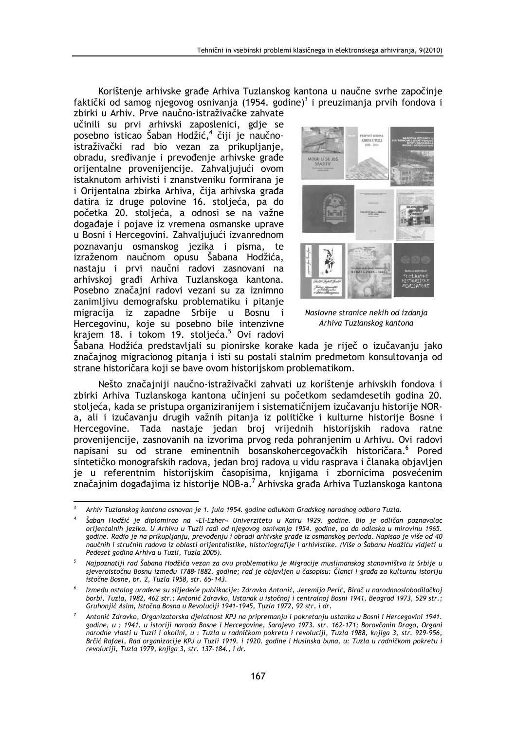Korištenje arhivske građe Arhiva Tuzlanskog kantona u naučne svrhe započinje faktički od samog njegovog osnivanja (1954. godine)[3] i preuzimanja prvih fondova i zbirki u Arhiv. Prve naučno-istraživačke zahvate učinili su prvi arhivski zaposlenici, gdje se posebno isticao Šaban Hodžić,[4] čiji je naučno-istraživački rad bio vezan za prikupljanje, obradu, sređivanje i prevođenje arhivske građe orijentalne provenijencije. Zahvaljujući ovom istaknutom arhivisti i znanstveniku formirana je i Orijentalna zbirka Arhiva, čija arhivska građa datira iz druge polovine 16. stoljeća, pa do početka 20. stoljeća, a odnosi se na važne događaje i pojave iz vremena osmanske uprave u Bosni i Hercegovini. Zahvaljujući izvanrednom poznavanju osmanskog jezika i pisma, te izraženom naučnom opusu Šabana Hodžića, nastaju i prvi naučni radovi zasnovani na arhivskoj građi Arhiva Tuzlanskoga kantona. Posebno značajni radovi vezani su za iznimno zanimljivu demografsku problematiku i pitanje migracija iz zapadne Srbije u Bosnu i Hercegovinu, koje su posebno bile intenzivne krajem 18. i tokom 19. stoljeća.[5] Ovi radovi Šabana Hodžića predstavljali su pionirske korake kada je riječ o izučavanju jako značajnog migracionog pitanja i isti su postali stalnim predmetom konsultovanja od strane historičara koji se bave ovom historijskom problematikom.

*Naslovne stranice nekih od izdanja Arhiva Tuzlanskog kantona*

Nešto značajniji naučno-istraživački zahvati uz korištenje arhivskih fondova i zbirki Arhiva Tuzlanskoga kantona učinjeni su početkom sedamdesetih godina 20. stoljeća, kada se pristupa organiziranijem i sistematičnijem izučavanju historije NOR-a, ali i izučavanju drugih važnih pitanja iz političke i kulturne historije Bosne i Hercegovine. Tada nastaje jedan broj vrijednih historijskih radova ratne provenijencije, zasnovanih na izvorima prvog reda pohranjenim u Arhivu. Ovi radovi napisani su od strane eminentnih bosanskohercegovačkih historičara.[6] Pored sintetičko monografskih radova, jedan broj radova u vidu rasprava i članaka objavljen je u referentnim historijskim časopisima, knjigama i zbornicima posvećenim značajnim događajima iz historije NOB-a.[7] Arhivska građa Arhiva Tuzlanskoga kantona

---

[3] *Arhiv Tuzlanskog kantona osnovan je 1. jula 1954. godine odlukom Gradskog narodnog odbora Tuzla.*

[4] *Šaban Hodžić je diplomirao na »El-Ezher« Univerzitetu u Kairu 1929. godine. Bio je odličan poznavalac orijentalnih jezika. U Arhivu u Tuzli radi od njegovog osnivanja 1954. godine, pa do odlaska u mirovinu 1965. godine. Radio je na prikupljanju, prevođenju i obradi arhivske građe iz osmanskog perioda. Napisao je više od 40 naučnih i stručnih radova iz oblasti orijentalistike, historiografije i arhivistike. (Više o Šabanu Hodžiću vidjeti u Pedeset godina Arhiva u Tuzli, Tuzla 2005).*

[5] *Najpoznatiji rad Šabana Hodžića vezan za ovu problematiku je Migracije muslimanskog stanovništva iz Srbije u sjeveroistočnu Bosnu između 1788-1882. godine; rad je objavljen u časopisu: Članci i građa za kulturnu istoriju istočne Bosne, br. 2, Tuzla 1958, str. 65-143.*

[6] *Između ostalog urađene su slijedeće publikacije: Zdravko Antonić, Jeremija Perić, Birač u narodnooslobodilačkoj borbi, Tuzla, 1982, 462 str.; Antonić Zdravko, Ustanak u istočnoj i centralnoj Bosni 1941, Beograd 1973, 529 str.; Gruhonjić Asim, Istočna Bosna u Revoluciji 1941-1945, Tuzla 1972, 92 str. i dr.*

[7] *Antonić Zdravko, Organizatorska djelatnost KPJ na pripremanju i pokretanju ustanka u Bosni i Hercegovini 1941. godine, u : 1941. u istoriji naroda Bosne i Hercegovine, Sarajevo 1973. str. 162-171; Borovčanin Drago, Organi narodne vlasti u Tuzli i okolini, u : Tuzla u radničkom pokretu i revoluciji, Tuzla 1988, knjiga 3, str. 929-956, Brčić Rafael, Rad organizacije KPJ u Tuzli 1919. i 1920. godine i Husinska buna, u: Tuzla u radničkom pokretu i revoluciji, Tuzla 1979, knjiga 3, str. 137-184., i dr.*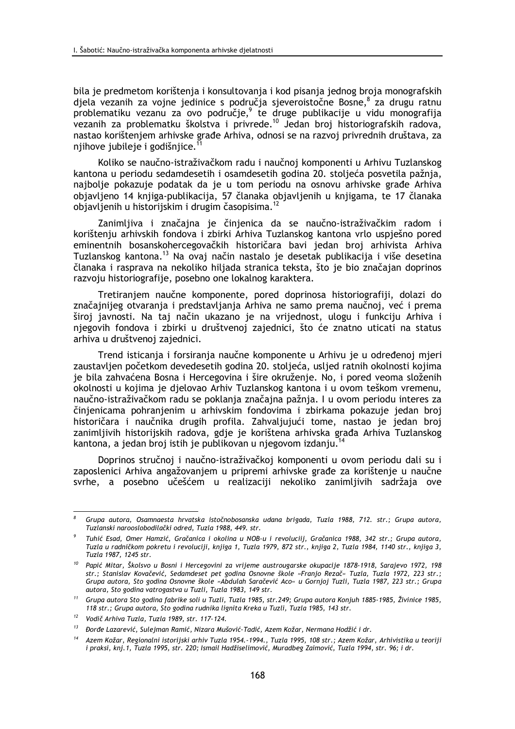bila je predmetom korištenja i konsultovanja i kod pisanja jednog broja monografskih djela vezanih za vojne jedinice s područja sjeveroistočne Bosne,[8] za drugu ratnu problematiku vezanu za ovo područje,[9] te druge publikacije u vidu monografija vezanih za problematku školstva i privrede.[10] Jedan broj historiografskih radova, nastao korištenjem arhivske građe Arhiva, odnosi se na razvoj privrednih društava, za njihove jubileje i godišnjice.[11]

Koliko se naučno-istraživačkom radu i naučnoj komponenti u Arhivu Tuzlanskog kantona u periodu sedamdesetih i osamdesetih godina 20. stoljeća posvetila pažnja, najbolje pokazuje podatak da je u tom periodu na osnovu arhivske građe Arhiva objavljeno 14 knjiga-publikacija, 57 članaka objavljenih u knjigama, te 17 članaka objavljenih u historijskim i drugim časopisima.[12]

Zanimljiva i značajna je činjenica da se naučno-istraživačkim radom i korištenju arhivskih fondova i zbirki Arhiva Tuzlanskog kantona vrlo uspješno pored eminentnih bosanskohercegovačkih historičara bavi jedan broj arhivista Arhiva Tuzlanskog kantona.[13] Na ovaj način nastalo je desetak publikacija i više desetina članaka i rasprava na nekoliko hiljada stranica teksta, što je bio značajan doprinos razvoju historiografije, posebno one lokalnog karaktera.

Tretiranjem naučne komponente, pored doprinosa historiografiji, dolazi do značajnijeg otvaranja i predstavljanja Arhiva ne samo prema naučnoj, već i prema široj javnosti. Na taj način ukazano je na vrijednost, ulogu i funkciju Arhiva i njegovih fondova i zbirki u društvenoj zajednici, što će znatno uticati na status arhiva u društvenoj zajednici.

Trend isticanja i forsiranja naučne komponente u Arhivu je u određenoj mjeri zaustavljen početkom devedesetih godina 20. stoljeća, usljed ratnih okolnosti kojima je bila zahvaćena Bosna i Hercegovina i šire okruženje. No, i pored veoma složenih okolnosti u kojima je djelovao Arhiv Tuzlanskog kantona i u ovom teškom vremenu, naučno-istraživačkom radu se poklanja značajna pažnja. I u ovom periodu interes za činjenicama pohranjenim u arhivskim fondovima i zbirkama pokazuje jedan broj historičara i naučnika drugih profila. Zahvaljujući tome, nastao je jedan broj zanimljivih historijskih radova, gdje je korištena arhivska građa Arhiva Tuzlanskog kantona, a jedan broj istih je publikovan u njegovom izdanju.[14]

Doprinos stručnoj i naučno-istraživačkoj komponenti u ovom periodu dali su i zaposlenici Arhiva angažovanjem u pripremi arhivske građe za korištenje u naučne svrhe, a posebno učešćem u realizaciji nekoliko zanimljivih sadržaja ove

---

[8] *Grupa autora, Osamnaesta hrvatska istočnobosanska udana brigada, Tuzla 1988, 712. str.; Grupa autora, Tuzlanski narooslobodilački odred, Tuzla 1988, 449. str.*

[9] *Tuhić Esad, Omer Hamzić, Gračanica i okolina u NOB-u i revolucilj, Gračanica 1988, 342 str.; Grupa autora, Tuzla u radničkom pokretu i revoluciji, knjiga 1, Tuzla 1979, 872 str., knjiga 2, Tuzla 1984, 1140 str., knjiga 3, Tuzla 1987, 1245 str.*

[10] *Papić Mitar, Školsvo u Bosni i Hercegovini za vrijeme austrougarske okupacije 1878-1918, Sarajevo 1972, 198 str.; Stanislav Kovačević, Sedamdeset pet godina Osnovne škole »Franjo Rezač« Tuzla, Tuzla 1972, 223 str.; Grupa autora, Sto godina Osnovne škole »Abdulah Saračević Aco« u Gornjoj Tuzli, Tuzla 1987, 223 str.; Grupa autora, Sto godina vatrogastva u Tuzli, Tuzla 1983, 149 str.*

[11] *Grupa autora Sto godina fabrike soli u Tuzli, Tuzla 1985, str.249; Grupa autora Konjuh 1885-1985, Živinice 1985, 118 str.; Grupa autora, Sto godina rudnika lignita Kreka u Tuzli, Tuzla 1985, 143 str.*

[12] *Vodič Arhiva Tuzla, Tuzla 1989, str. 117-124.*

[13] *Đorđe Lazarević, Sulejman Ramić, Nizara Mušović-Tadić, Azem Kožar, Nermana Hodžić i dr.*

[14] *Azem Kožar, Regionalni istorijski arhiv Tuzla 1954.-1994., Tuzla 1995, 108 str.; Azem Kožar, Arhivistika u teoriji i praksi, knj.1, Tuzla 1995, str. 220; Ismail Hadžiselimović, Muradbeg Zaimović, Tuzla 1994, str. 96; i dr.*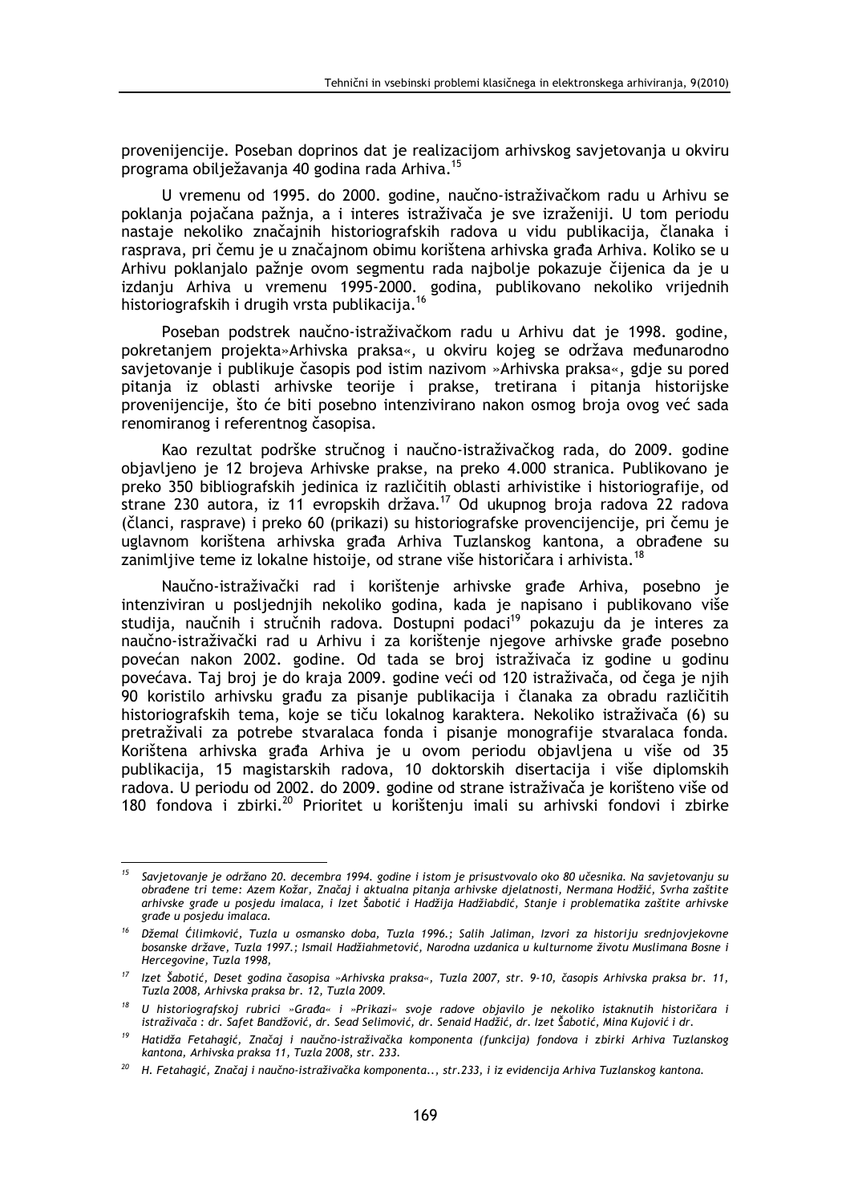provenijencije. Poseban doprinos dat je realizacijom arhivskog savjetovanja u okviru programa obilježavanja 40 godina rada Arhiva.[15]

U vremenu od 1995. do 2000. godine, naučno-istraživačkom radu u Arhivu se poklanja pojačana pažnja, a i interes istraživača je sve izraženiji. U tom periodu nastaje nekoliko značajnih historiografskih radova u vidu publikacija, članaka i rasprava, pri čemu je u značajnom obimu korištena arhivska građa Arhiva. Koliko se u Arhivu poklanjalo pažnje ovom segmentu rada najbolje pokazuje čijenica da je u izdanju Arhiva u vremenu 1995-2000. godina, publikovano nekoliko vrijednih historiografskih i drugih vrsta publikacija.[16]

Poseban podstrek naučno-istraživačkom radu u Arhivu dat je 1998. godine, pokretanjem projekta»Arhivska praksa«, u okviru kojeg se održava međunarodno savjetovanje i publikuje časopis pod istim nazivom »Arhivska praksa«, gdje su pored pitanja iz oblasti arhivske teorije i prakse, tretirana i pitanja historijske provenijencije, što će biti posebno intenzivirano nakon osmog broja ovog već sada renomiranog i referentnog časopisa.

Kao rezultat podrške stručnog i naučno-istraživačkog rada, do 2009. godine objavljeno je 12 brojeva Arhivske prakse, na preko 4.000 stranica. Publikovano je preko 350 bibliografskih jedinica iz različitih oblasti arhivistike i historiografije, od strane 230 autora, iz 11 evropskih država.[17] Od ukupnog broja radova 22 radova (članci, rasprave) i preko 60 (prikazi) su historiografske provencijencije, pri čemu je uglavnom korištena arhivska građa Arhiva Tuzlanskog kantona, a obrađene su zanimljive teme iz lokalne histoije, od strane više historičara i arhivista.[18]

Naučno-istraživački rad i korištenje arhivske građe Arhiva, posebno je intenziviran u posljednjih nekoliko godina, kada je napisano i publikovano više studija, naučnih i stručnih radova. Dostupni podaci[19] pokazuju da je interes za naučno-istraživački rad u Arhivu i za korištenje njegove arhivske građe posebno povećan nakon 2002. godine. Od tada se broj istraživača iz godine u godinu povećava. Taj broj je do kraja 2009. godine veći od 120 istraživača, od čega je njih 90 koristilo arhivsku građu za pisanje publikacija i članaka za obradu različitih historiografskih tema, koje se tiču lokalnog karaktera. Nekoliko istraživača (6) su pretraživali za potrebe stvaralaca fonda i pisanje monografije stvaralaca fonda. Korištena arhivska građa Arhiva je u ovom periodu objavljena u više od 35 publikacija, 15 magistarskih radova, 10 doktorskih disertacija i više diplomskih radova. U periodu od 2002. do 2009. godine od strane istraživača je korišteno više od 180 fondova i zbirki.[20] Prioritet u korištenju imali su arhivski fondovi i zbirke

---

[15] *Savjetovanje je održano 20. decembra 1994. godine i istom je prisustvovalo oko 80 učesnika. Na savjetovanju su obrađene tri teme: Azem Kožar, Značaj i aktualna pitanja arhivske djelatnosti, Nermana Hodžić, Svrha zaštite arhivske građe u posjedu imalaca, i Izet Šabotić i Hadžija Hadžiabdić, Stanje i problematika zaštite arhivske građe u posjedu imalaca.*

[16] *Džemal Ćilimković, Tuzla u osmansko doba, Tuzla 1996.; Salih Jaliman, Izvori za historiju srednjovjekovne bosanske države, Tuzla 1997.; Ismail Hadžiahmetović, Narodna uzdanica u kulturnome životu Muslimana Bosne i Hercegovine, Tuzla 1998,*

[17] *Izet Šabotić, Deset godina časopisa »Arhivska praksa«, Tuzla 2007, str. 9-10, časopis Arhivska praksa br. 11, Tuzla 2008, Arhivska praksa br. 12, Tuzla 2009.*

[18] *U historiografskoj rubrici »Građa« i »Prikazi« svoje radove objavilo je nekoliko istaknutih historičara i istraživača : dr. Safet Bandžović, dr. Sead Selimović, dr. Senaid Hadžić, dr. Izet Šabotić, Mina Kujović i dr.*

[19] *Hatidža Fetahagić, Značaj i naučno-istraživačka komponenta (funkcija) fondova i zbirki Arhiva Tuzlanskog kantona, Arhivska praksa 11, Tuzla 2008, str. 233.*

[20] *H. Fetahagić, Značaj i naučno-istraživačka komponenta.., str.233, i iz evidencija Arhiva Tuzlanskog kantona.*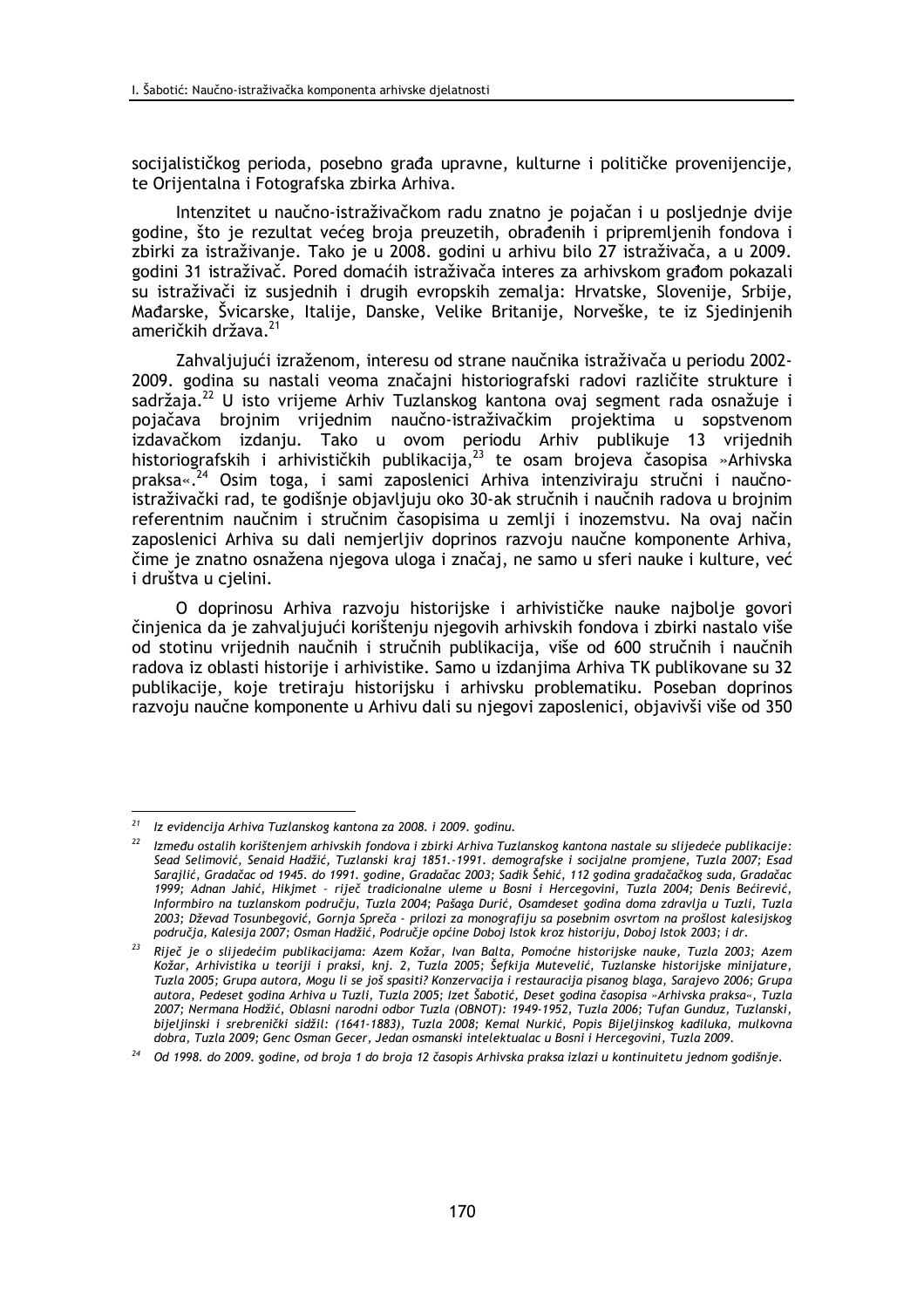socijalističkog perioda, posebno građa upravne, kulturne i političke provenijencije, te Orijentalna i Fotografska zbirka Arhiva.

Intenzitet u naučno-istraživačkom radu znatno je pojačan i u posljednje dvije godine, što je rezultat većeg broja preuzetih, obrađenih i pripremljenih fondova i zbirki za istraživanje. Tako je u 2008. godini u arhivu bilo 27 istraživača, a u 2009. godini 31 istraživač. Pored domaćih istraživača interes za arhivskom građom pokazali su istraživači iz susjednih i drugih evropskih zemalja: Hrvatske, Slovenije, Srbije, Mađarske, Švicarske, Italije, Danske, Velike Britanije, Norveške, te iz Sjedinjenih američkih država.[21]

Zahvaljujući izraženom, interesu od strane naučnika istraživača u periodu 2002-2009. godina su nastali veoma značajni historiografski radovi različite strukture i sadržaja.[22] U isto vrijeme Arhiv Tuzlanskog kantona ovaj segment rada osnažuje i pojačava brojnim vrijednim naučno-istraživačkim projektima u sopstvenom izdavačkom izdanju. Tako u ovom periodu Arhiv publikuje 13 vrijednih historiografskih i arhivističkih publikacija,[23] te osam brojeva časopisa »Arhivska praksa«.[24] Osim toga, i sami zaposlenici Arhiva intenziviraju stručni i naučno-istraživački rad, te godišnje objavljuju oko 30-ak stručnih i naučnih radova u brojnim referentnim naučnim i stručnim časopisima u zemlji i inozemstvu. Na ovaj način zaposlenici Arhiva su dali nemjerljiv doprinos razvoju naučne komponente Arhiva, čime je znatno osnažena njegova uloga i značaj, ne samo u sferi nauke i kulture, već i društva u cjelini.

O doprinosu Arhiva razvoju historijske i arhivističke nauke najbolje govori činjenica da je zahvaljujući korištenju njegovih arhivskih fondova i zbirki nastalo više od stotinu vrijednih naučnih i stručnih publikacija, više od 600 stručnih i naučnih radova iz oblasti historije i arhivistike. Samo u izdanjima Arhiva TK publikovane su 32 publikacije, koje tretiraju historijsku i arhivsku problematiku. Poseban doprinos razvoju naučne komponente u Arhivu dali su njegovi zaposlenici, objavivši više od 350

---

[21] *Iz evidencija Arhiva Tuzlanskog kantona za 2008. i 2009. godinu.*

[22] *Između ostalih korištenjem arhivskih fondova i zbirki Arhiva Tuzlanskog kantona nastale su slijedeće publikacije: Sead Selimović, Senaid Hadžić, Tuzlanski kraj 1851.-1991. demografske i socijalne promjene, Tuzla 2007; Esad Sarajlić, Gradačac od 1945. do 1991. godine, Gradačac 2003; Sadik Šehić, 112 godina gradačačkog suda, Gradačac 1999; Adnan Jahić, Hikjmet – riječ tradicionalne uleme u Bosni i Hercegovini, Tuzla 2004; Denis Bećirević, Informbiro na tuzlanskom području, Tuzla 2004; Pašaga Durić, Osamdeset godina doma zdravlja u Tuzli, Tuzla 2003; Dževad Tosunbegović, Gornja Spreča - prilozi za monografiju sa posebnim osvrtom na prošlost kalesijskog područja, Kalesija 2007; Osman Hadžić, Područje općine Doboj Istok kroz historiju, Doboj Istok 2003; i dr.*

[23] *Riječ je o slijedećim publikacijama: Azem Kožar, Ivan Balta, Pomoćne historijske nauke, Tuzla 2003; Azem Kožar, Arhivistika u teoriji i praksi, knj. 2, Tuzla 2005; Šefkija Mutevelić, Tuzlanske historijske minijature, Tuzla 2005; Grupa autora, Mogu li se još spasiti? Konzervacija i restauracija pisanog blaga, Sarajevo 2006; Grupa autora, Pedeset godina Arhiva u Tuzli, Tuzla 2005; Izet Šabotić, Deset godina časopisa »Arhivska praksa«, Tuzla 2007; Nermana Hodžić, Oblasni narodni odbor Tuzla (OBNOT): 1949-1952, Tuzla 2006; Tufan Gunduz, Tuzlanski, bijeljinski i srebrenički sidžil: (1641-1883), Tuzla 2008; Kemal Nurkić, Popis Bijeljinskog kadiluka, mulkovna dobra, Tuzla 2009; Genc Osman Gecer, Jedan osmanski intelektualac u Bosni i Hercegovini, Tuzla 2009.*

[24] *Od 1998. do 2009. godine, od broja 1 do broja 12 časopis Arhivska praksa izlazi u kontinuitetu jednom godišnje.*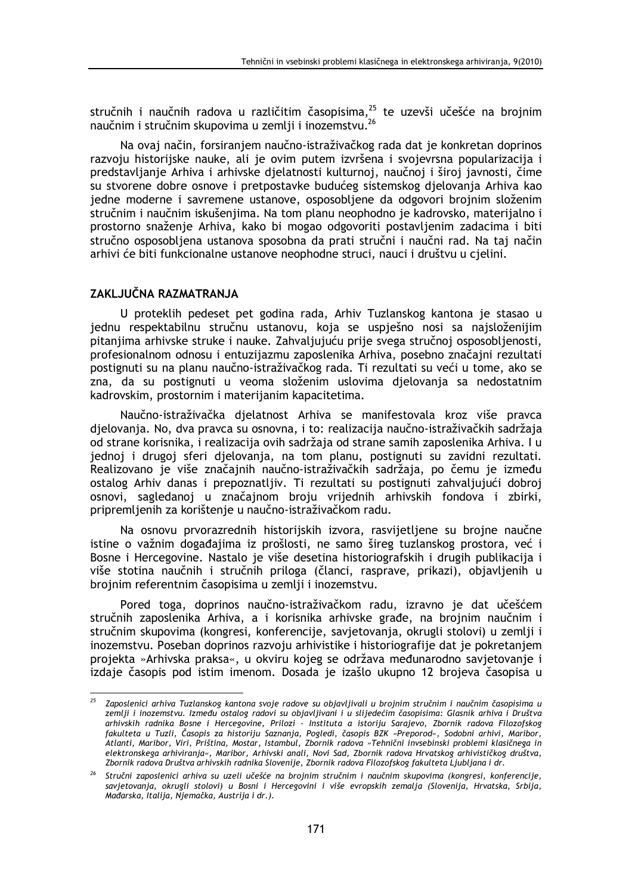stručnih i naučnih radova u različitim časopisima,[25] te uzevši učešće na brojnim naučnim i stručnim skupovima u zemlji i inozemstvu.[26]

Na ovaj način, forsiranjem naučno-istraživačkog rada dat je konkretan doprinos razvoju historijske nauke, ali je ovim putem izvršena i svojevrsna popularizacija i predstavljanje Arhiva i arhivske djelatnosti kulturnoj, naučnoj i široj javnosti, čime su stvorene dobre osnove i pretpostavke budućeg sistemskog djelovanja Arhiva kao jedne moderne i savremene ustanove, osposobljene da odgovori brojnim složenim stručnim i naučnim iskušenjima. Na tom planu neophodno je kadrovsko, materijalno i prostorno snaženje Arhiva, kako bi mogao odgovoriti postavljenim zadacima i biti stručno osposobljena ustanova sposobna da prati stručni i naučni rad. Na taj način arhivi će biti funkcionalne ustanove neophodne struci, nauci i društvu u cjelini.

## ZAKLJUČNA RAZMATRANJA

U proteklih pedeset pet godina rada, Arhiv Tuzlanskog kantona je stasao u jednu respektabilnu stručnu ustanovu, koja se uspješno nosi sa najsloženijim pitanjima arhivske struke i nauke. Zahvaljujuću prije svega stručnoj osposobljenosti, profesionalnom odnosu i entuzijazmu zaposlenika Arhiva, posebno značajni rezultati postignuti su na planu naučno-istraživačkog rada. Ti rezultati su veći u tome, ako se zna, da su postignuti u veoma složenim uslovima djelovanja sa nedostatnim kadrovskim, prostornim i materijanim kapacitetima.

Naučno-istraživačka djelatnost Arhiva se manifestovala kroz više pravca djelovanja. No, dva pravca su osnovna, i to: realizacija naučno-istraživačkih sadržaja od strane korisnika, i realizacija ovih sadržaja od strane samih zaposlenika Arhiva. I u jednoj i drugoj sferi djelovanja, na tom planu, postignuti su zavidni rezultati. Realizovano je više značajnih naučno-istraživačkih sadržaja, po čemu je između ostalog Arhiv danas i prepoznatljiv. Ti rezultati su postignuti zahvaljujući dobroj osnovi, sagledanoj u značajnom broju vrijednih arhivskih fondova i zbirki, pripremljenih za korištenje u naučno-istraživačkom radu.

Na osnovu prvorazrednih historijskih izvora, rasvijetljene su brojne naučne istine o važnim događajima iz prošlosti, ne samo šireg tuzlanskog prostora, već i Bosne i Hercegovine. Nastalo je više desetina historiografskih i drugih publikacija i više stotina naučnih i stručnih priloga (članci, rasprave, prikazi), objavljenih u brojnim referentnim časopisima u zemlji i inozemstvu.

Pored toga, doprinos naučno-istraživačkom radu, izravno je dat učešćem stručnih zaposlenika Arhiva, a i korisnika arhivske građe, na brojnim naučnim i stručnim skupovima (kongresi, konferencije, savjetovanja, okrugli stolovi) u zemlji i inozemstvu. Poseban doprinos razvoju arhivistike i historiografije dat je pokretanjem projekta »Arhivska praksa«, u okviru kojeg se održava međunarodno savjetovanje i izdaje časopis pod istim imenom. Dosada je izašlo ukupno 12 brojeva časopisa u

---

[25] *Zaposlenici arhiva Tuzlanskog kantona svoje radove su objavljivali u brojnim stručnim i naučnim časopisima u zemlji i inozemstvu. Između ostalog radovi su objavljivani i u slijedećim časopisima: Glasnik arhiva i Društva arhivskih radnika Bosne i Hercegovine, Prilozi - Instituta a istoriju Sarajevo, Zbornik radova Filozofskog fakulteta u Tuzli, Časopis za historiju Saznanja, Pogledi, časopis BZK »Preporod«, Sodobni arhivi, Maribor, Atlanti, Maribor, Viri, Priština, Mostar, Istambul, Zbornik radova »Tehnični invsebinski problemi klasičnega in elektronskega arhiviranja«, Maribor, Arhivski anali, Novi Sad, Zbornik radova Hrvatskog arhivističkog društva, Zbornik radova Društva arhivskih radnika Slovenije, Zbornik radova Filozofskog fakulteta Ljubljana i dr.*

[26] *Stručni zaposlenici arhiva su uzeli učešće na brojnim stručnim i naučnim skupovima (kongresi, konferencije, savjetovanja, okrugli stolovi) u Bosni i Hercegovini i više evropskih zemalja (Slovenija, Hrvatska, Srbija, Mađarska, Italija, Njemačka, Austrija i dr.).*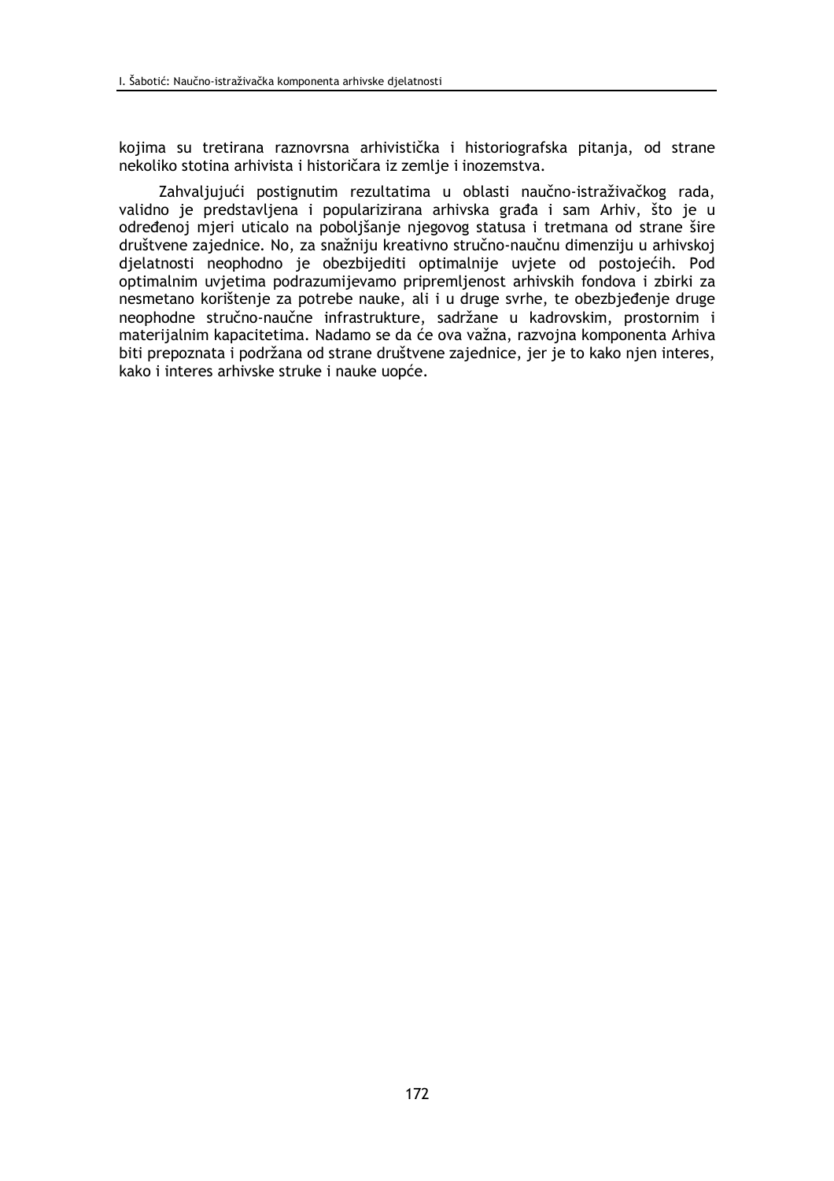kojima su tretirana raznovrsna arhivistička i historiografska pitanja, od strane nekoliko stotina arhivista i historičara iz zemlje i inozemstva.

Zahvaljujući postignutim rezultatima u oblasti naučno-istraživačkog rada, validno je predstavljena i popularizirana arhivska građa i sam Arhiv, što je u određenoj mjeri uticalo na poboljšanje njegovog statusa i tretmana od strane šire društvene zajednice. No, za snažniju kreativno stručno-naučnu dimenziju u arhivskoj djelatnosti neophodno je obezbijediti optimalnije uvjete od postojećih. Pod optimalnim uvjetima podrazumijevamo pripremljenost arhivskih fondova i zbirki za nesmetano korištenje za potrebe nauke, ali i u druge svrhe, te obezbjeđenje druge neophodne stručno-naučne infrastrukture, sadržane u kadrovskim, prostornim i materijalnim kapacitetima. Nadamo se da će ova važna, razvojna komponenta Arhiva biti prepoznata i podržana od strane društvene zajednice, jer je to kako njen interes, kako i interes arhivske struke i nauke uopće.